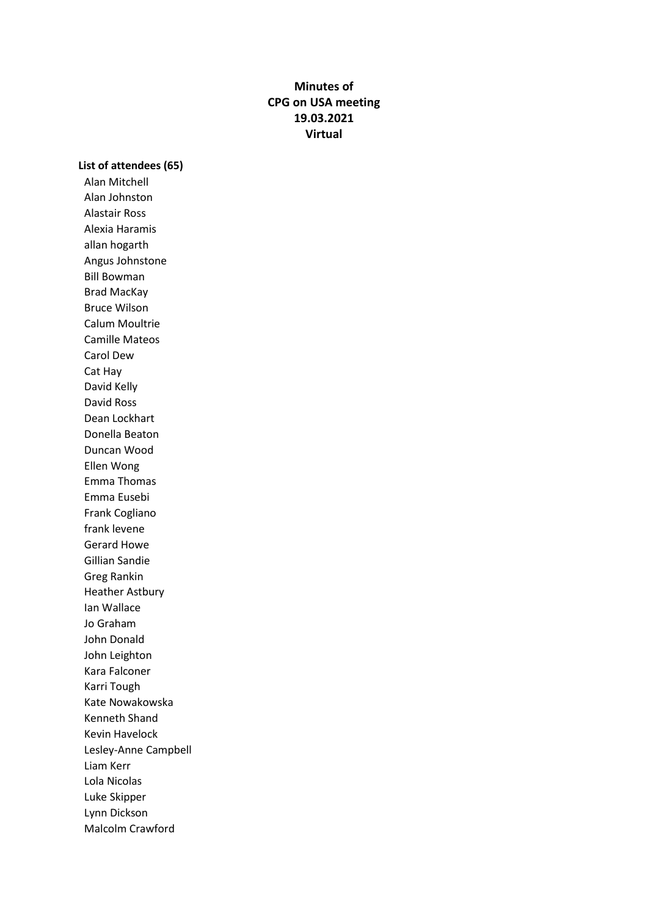# Minutes of CPG on USA meeting 19.03.2021 Virtual

**List of attendees (65)**

Alan Mitchell
Alan Johnston
Alastair Ross
Alexia Haramis
allan hogarth
Angus Johnstone
Bill Bowman
Brad MacKay
Bruce Wilson
Calum Moultrie
Camille Mateos
Carol Dew
Cat Hay
David Kelly
David Ross
Dean Lockhart
Donella Beaton
Duncan Wood
Ellen Wong
Emma Thomas
Emma Eusebi
Frank Cogliano
frank levene
Gerard Howe
Gillian Sandie
Greg Rankin
Heather Astbury
Ian Wallace
Jo Graham
John Donald
John Leighton
Kara Falconer
Karri Tough
Kate Nowakowska
Kenneth Shand
Kevin Havelock
Lesley-Anne Campbell
Liam Kerr
Lola Nicolas
Luke Skipper
Lynn Dickson
Malcolm Crawford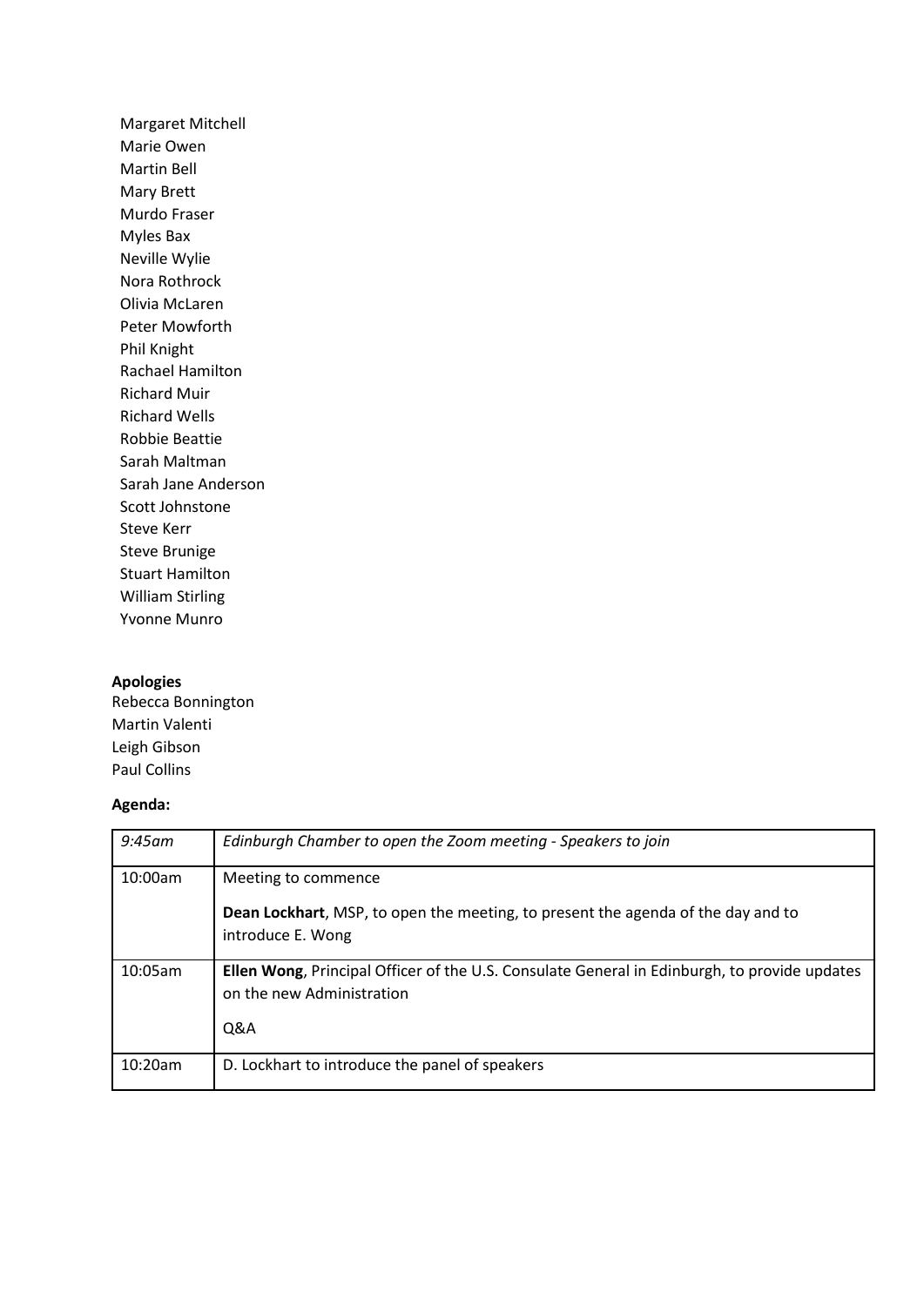Margaret Mitchell
Marie Owen
Martin Bell
Mary Brett
Murdo Fraser
Myles Bax
Neville Wylie
Nora Rothrock
Olivia McLaren
Peter Mowforth
Phil Knight
Rachael Hamilton
Richard Muir
Richard Wells
Robbie Beattie
Sarah Maltman
Sarah Jane Anderson
Scott Johnstone
Steve Kerr
Steve Brunige
Stuart Hamilton
William Stirling
Yvonne Munro

**Apologies**

Rebecca Bonnington
Martin Valenti
Leigh Gibson
Paul Collins

**Agenda:**

| | |
|---|---|
| *9:45am* | *Edinburgh Chamber to open the Zoom meeting - Speakers to join* |
| 10:00am | Meeting to commence<br><br>**Dean Lockhart**, MSP, to open the meeting, to present the agenda of the day and to introduce E. Wong |
| 10:05am | **Ellen Wong**, Principal Officer of the U.S. Consulate General in Edinburgh, to provide updates on the new Administration<br><br>Q&A |
| 10:20am | D. Lockhart to introduce the panel of speakers |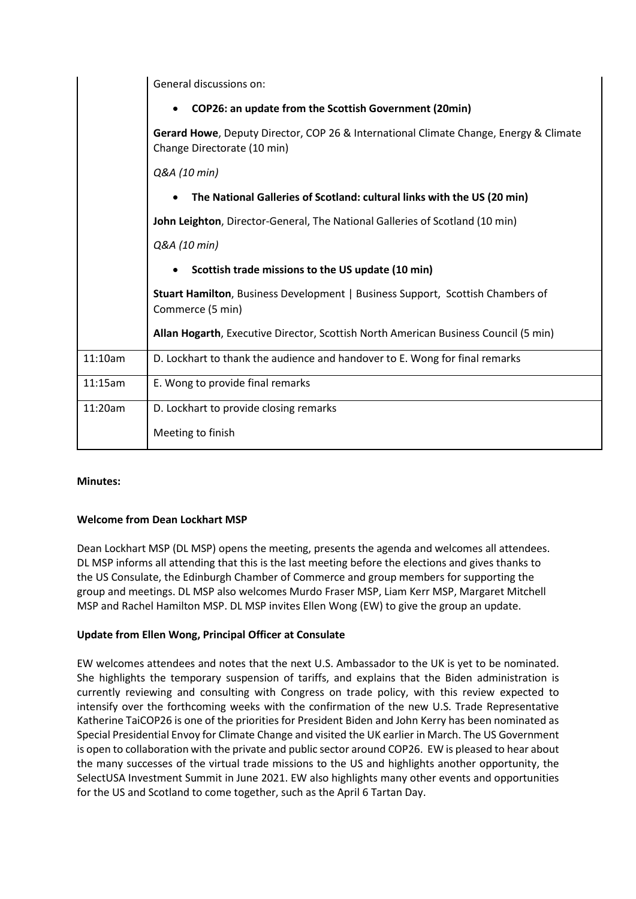|  |  |
| --- | --- |
|  | General discussions on:<br>• **COP26: an update from the Scottish Government (20min)**<br>**Gerard Howe**, Deputy Director, COP 26 & International Climate Change, Energy & Climate Change Directorate (10 min)<br>*Q&A (10 min)*<br>• **The National Galleries of Scotland: cultural links with the US (20 min)**<br>**John Leighton**, Director-General, The National Galleries of Scotland (10 min)<br>*Q&A (10 min)*<br>• **Scottish trade missions to the US update (10 min)**<br>**Stuart Hamilton**, Business Development \| Business Support, Scottish Chambers of Commerce (5 min)<br>**Allan Hogarth**, Executive Director, Scottish North American Business Council (5 min) |
| 11:10am | D. Lockhart to thank the audience and handover to E. Wong for final remarks |
| 11:15am | E. Wong to provide final remarks |
| 11:20am | D. Lockhart to provide closing remarks<br>Meeting to finish |

**Minutes:**

**Welcome from Dean Lockhart MSP**

Dean Lockhart MSP (DL MSP) opens the meeting, presents the agenda and welcomes all attendees. DL MSP informs all attending that this is the last meeting before the elections and gives thanks to the US Consulate, the Edinburgh Chamber of Commerce and group members for supporting the group and meetings. DL MSP also welcomes Murdo Fraser MSP, Liam Kerr MSP, Margaret Mitchell MSP and Rachel Hamilton MSP. DL MSP invites Ellen Wong (EW) to give the group an update.

**Update from Ellen Wong, Principal Officer at Consulate**

EW welcomes attendees and notes that the next U.S. Ambassador to the UK is yet to be nominated. She highlights the temporary suspension of tariffs, and explains that the Biden administration is currently reviewing and consulting with Congress on trade policy, with this review expected to intensify over the forthcoming weeks with the confirmation of the new U.S. Trade Representative Katherine TaiCOP26 is one of the priorities for President Biden and John Kerry has been nominated as Special Presidential Envoy for Climate Change and visited the UK earlier in March. The US Government is open to collaboration with the private and public sector around COP26. EW is pleased to hear about the many successes of the virtual trade missions to the US and highlights another opportunity, the SelectUSA Investment Summit in June 2021. EW also highlights many other events and opportunities for the US and Scotland to come together, such as the April 6 Tartan Day.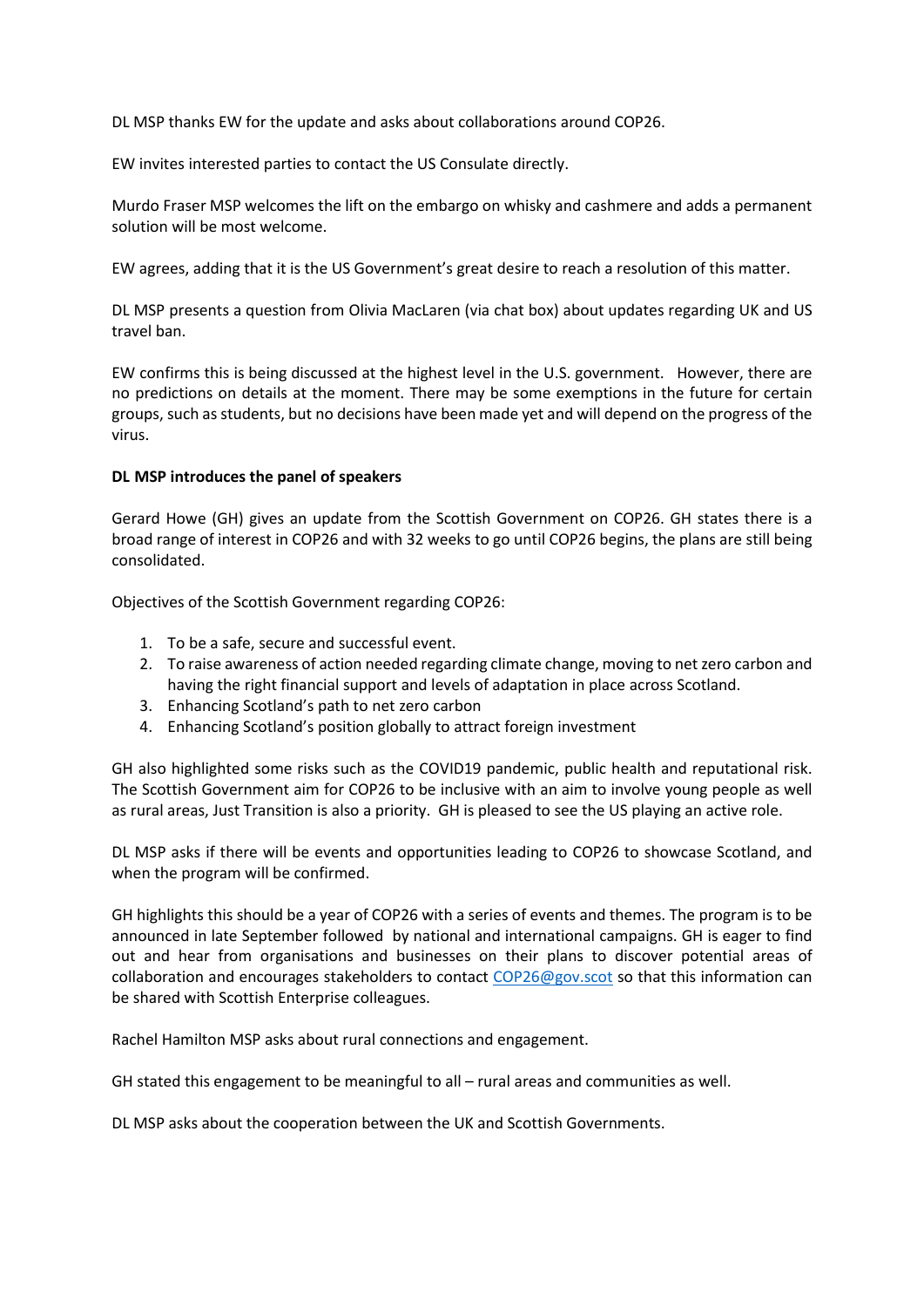DL MSP thanks EW for the update and asks about collaborations around COP26.

EW invites interested parties to contact the US Consulate directly.

Murdo Fraser MSP welcomes the lift on the embargo on whisky and cashmere and adds a permanent solution will be most welcome.

EW agrees, adding that it is the US Government's great desire to reach a resolution of this matter.

DL MSP presents a question from Olivia MacLaren (via chat box) about updates regarding UK and US travel ban.

EW confirms this is being discussed at the highest level in the U.S. government. However, there are no predictions on details at the moment. There may be some exemptions in the future for certain groups, such as students, but no decisions have been made yet and will depend on the progress of the virus.

**DL MSP introduces the panel of speakers**

Gerard Howe (GH) gives an update from the Scottish Government on COP26. GH states there is a broad range of interest in COP26 and with 32 weeks to go until COP26 begins, the plans are still being consolidated.

Objectives of the Scottish Government regarding COP26:

1. To be a safe, secure and successful event.
2. To raise awareness of action needed regarding climate change, moving to net zero carbon and having the right financial support and levels of adaptation in place across Scotland.
3. Enhancing Scotland's path to net zero carbon
4. Enhancing Scotland's position globally to attract foreign investment

GH also highlighted some risks such as the COVID19 pandemic, public health and reputational risk. The Scottish Government aim for COP26 to be inclusive with an aim to involve young people as well as rural areas, Just Transition is also a priority. GH is pleased to see the US playing an active role.

DL MSP asks if there will be events and opportunities leading to COP26 to showcase Scotland, and when the program will be confirmed.

GH highlights this should be a year of COP26 with a series of events and themes. The program is to be announced in late September followed by national and international campaigns. GH is eager to find out and hear from organisations and businesses on their plans to discover potential areas of collaboration and encourages stakeholders to contact COP26@gov.scot so that this information can be shared with Scottish Enterprise colleagues.

Rachel Hamilton MSP asks about rural connections and engagement.

GH stated this engagement to be meaningful to all – rural areas and communities as well.

DL MSP asks about the cooperation between the UK and Scottish Governments.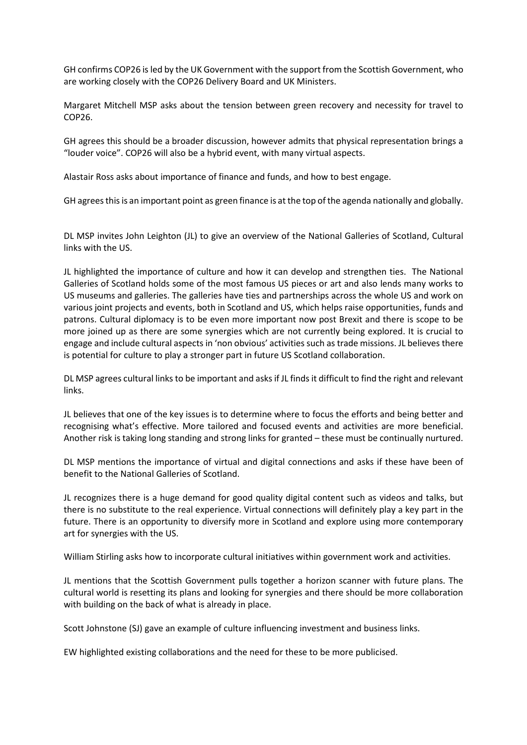GH confirms COP26 is led by the UK Government with the support from the Scottish Government, who are working closely with the COP26 Delivery Board and UK Ministers.

Margaret Mitchell MSP asks about the tension between green recovery and necessity for travel to COP26.

GH agrees this should be a broader discussion, however admits that physical representation brings a "louder voice". COP26 will also be a hybrid event, with many virtual aspects.

Alastair Ross asks about importance of finance and funds, and how to best engage.

GH agrees this is an important point as green finance is at the top of the agenda nationally and globally.

DL MSP invites John Leighton (JL) to give an overview of the National Galleries of Scotland, Cultural links with the US.

JL highlighted the importance of culture and how it can develop and strengthen ties. The National Galleries of Scotland holds some of the most famous US pieces or art and also lends many works to US museums and galleries. The galleries have ties and partnerships across the whole US and work on various joint projects and events, both in Scotland and US, which helps raise opportunities, funds and patrons. Cultural diplomacy is to be even more important now post Brexit and there is scope to be more joined up as there are some synergies which are not currently being explored. It is crucial to engage and include cultural aspects in 'non obvious' activities such as trade missions. JL believes there is potential for culture to play a stronger part in future US Scotland collaboration.

DL MSP agrees cultural links to be important and asks if JL finds it difficult to find the right and relevant links.

JL believes that one of the key issues is to determine where to focus the efforts and being better and recognising what's effective. More tailored and focused events and activities are more beneficial. Another risk is taking long standing and strong links for granted – these must be continually nurtured.

DL MSP mentions the importance of virtual and digital connections and asks if these have been of benefit to the National Galleries of Scotland.

JL recognizes there is a huge demand for good quality digital content such as videos and talks, but there is no substitute to the real experience. Virtual connections will definitely play a key part in the future. There is an opportunity to diversify more in Scotland and explore using more contemporary art for synergies with the US.

William Stirling asks how to incorporate cultural initiatives within government work and activities.

JL mentions that the Scottish Government pulls together a horizon scanner with future plans. The cultural world is resetting its plans and looking for synergies and there should be more collaboration with building on the back of what is already in place.

Scott Johnstone (SJ) gave an example of culture influencing investment and business links.

EW highlighted existing collaborations and the need for these to be more publicised.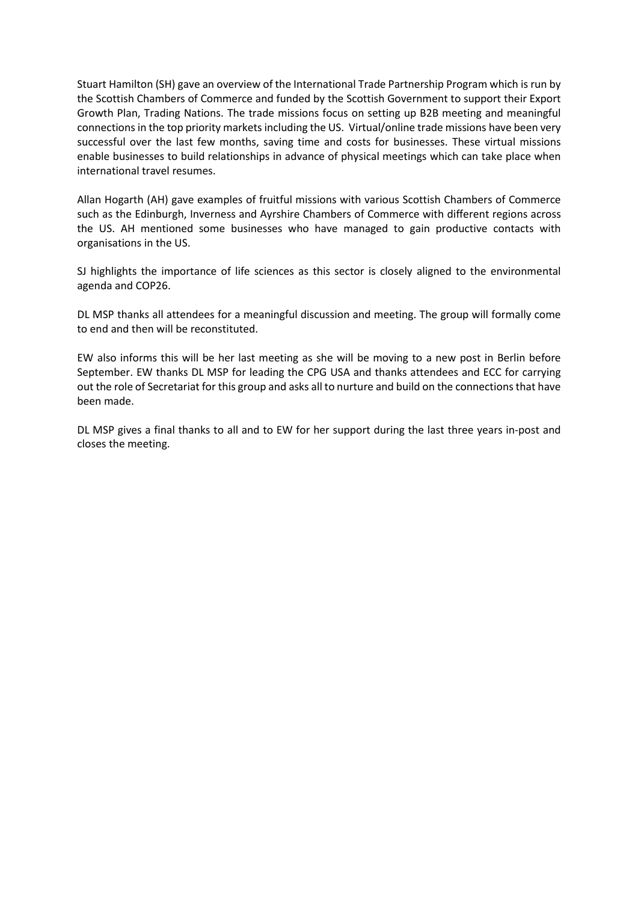Stuart Hamilton (SH) gave an overview of the International Trade Partnership Program which is run by the Scottish Chambers of Commerce and funded by the Scottish Government to support their Export Growth Plan, Trading Nations. The trade missions focus on setting up B2B meeting and meaningful connections in the top priority markets including the US. Virtual/online trade missions have been very successful over the last few months, saving time and costs for businesses. These virtual missions enable businesses to build relationships in advance of physical meetings which can take place when international travel resumes.

Allan Hogarth (AH) gave examples of fruitful missions with various Scottish Chambers of Commerce such as the Edinburgh, Inverness and Ayrshire Chambers of Commerce with different regions across the US. AH mentioned some businesses who have managed to gain productive contacts with organisations in the US.

SJ highlights the importance of life sciences as this sector is closely aligned to the environmental agenda and COP26.

DL MSP thanks all attendees for a meaningful discussion and meeting. The group will formally come to end and then will be reconstituted.

EW also informs this will be her last meeting as she will be moving to a new post in Berlin before September. EW thanks DL MSP for leading the CPG USA and thanks attendees and ECC for carrying out the role of Secretariat for this group and asks all to nurture and build on the connections that have been made.

DL MSP gives a final thanks to all and to EW for her support during the last three years in-post and closes the meeting.